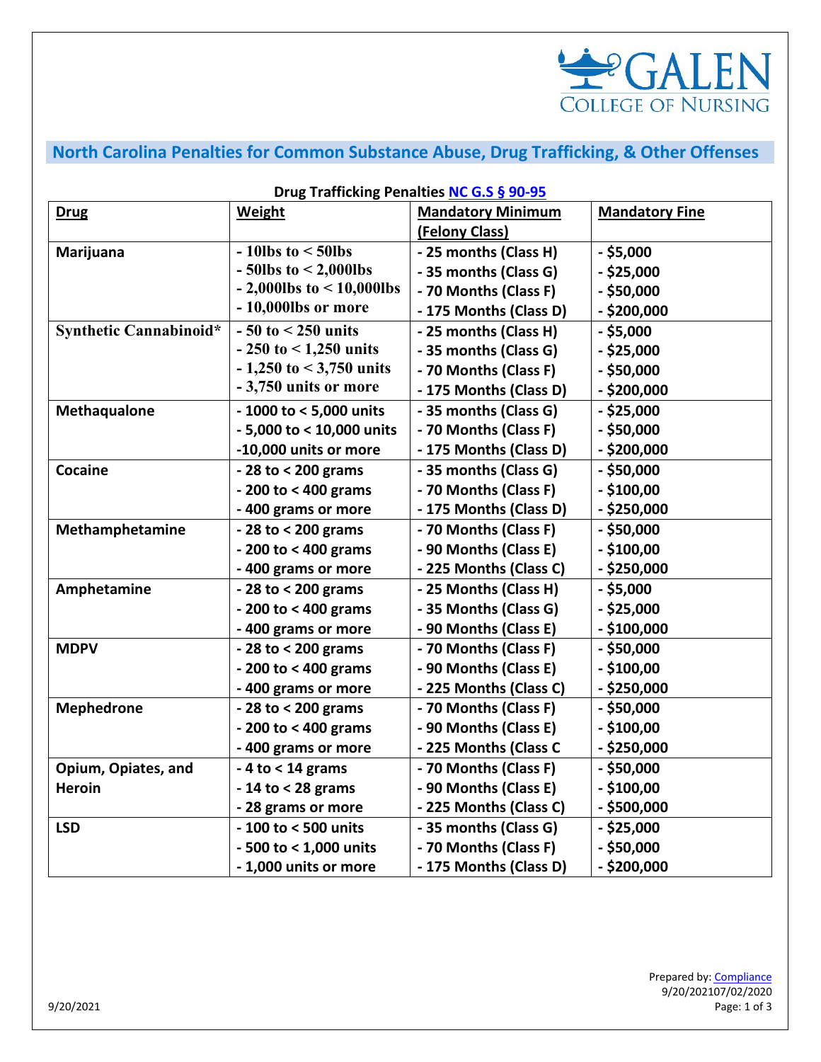## North Carolina Penalties for Common Substance Abuse, Drug Trafficking, & Other Offenses

**Drug Trafficking Penalties [NC G.S § 90-95]**

| Drug | Weight | Mandatory Minimum (Felony Class) | Mandatory Fine |
|---|---|---|---|
| **Marijuana** | - 10lbs to < 50lbs<br>- 50lbs to < 2,000lbs<br>- 2,000lbs to < 10,000lbs<br>- 10,000lbs or more | - 25 months (Class H)<br>- 35 months (Class G)<br>- 70 Months (Class F)<br>- 175 Months (Class D) | - $5,000<br>- $25,000<br>- $50,000<br>- $200,000 |
| **Synthetic Cannabinoid*** | - 50 to < 250 units<br>- 250 to < 1,250 units<br>- 1,250 to < 3,750 units<br>- 3,750 units or more | - 25 months (Class H)<br>- 35 months (Class G)<br>- 70 Months (Class F)<br>- 175 Months (Class D) | - $5,000<br>- $25,000<br>- $50,000<br>- $200,000 |
| **Methaqualone** | - 1000 to < 5,000 units<br>- 5,000 to < 10,000 units<br>-10,000 units or more | - 35 months (Class G)<br>- 70 Months (Class F)<br>- 175 Months (Class D) | - $25,000<br>- $50,000<br>- $200,000 |
| **Cocaine** | - 28 to < 200 grams<br>- 200 to < 400 grams<br>- 400 grams or more | - 35 months (Class G)<br>- 70 Months (Class F)<br>- 175 Months (Class D) | - $50,000<br>- $100,00<br>- $250,000 |
| **Methamphetamine** | - 28 to < 200 grams<br>- 200 to < 400 grams<br>- 400 grams or more | - 70 Months (Class F)<br>- 90 Months (Class E)<br>- 225 Months (Class C) | - $50,000<br>- $100,00<br>- $250,000 |
| **Amphetamine** | - 28 to < 200 grams<br>- 200 to < 400 grams<br>- 400 grams or more | - 25 Months (Class H)<br>- 35 Months (Class G)<br>- 90 Months (Class E) | - $5,000<br>- $25,000<br>- $100,000 |
| **MDPV** | - 28 to < 200 grams<br>- 200 to < 400 grams<br>- 400 grams or more | - 70 Months (Class F)<br>- 90 Months (Class E)<br>- 225 Months (Class C) | - $50,000<br>- $100,00<br>- $250,000 |
| **Mephedrone** | - 28 to < 200 grams<br>- 200 to < 400 grams<br>- 400 grams or more | - 70 Months (Class F)<br>- 90 Months (Class E)<br>- 225 Months (Class C | - $50,000<br>- $100,00<br>- $250,000 |
| **Opium, Opiates, and Heroin** | - 4 to < 14 grams<br>- 14 to < 28 grams<br>- 28 grams or more | - 70 Months (Class F)<br>- 90 Months (Class E)<br>- 225 Months (Class C) | - $50,000<br>- $100,00<br>- $500,000 |
| **LSD** | - 100 to < 500 units<br>- 500 to < 1,000 units<br>- 1,000 units or more | - 35 months (Class G)<br>- 70 Months (Class F)<br>- 175 Months (Class D) | - $25,000<br>- $50,000<br>- $200,000 |

Prepared by: Compliance
9/20/202107/02/2020

9/20/2021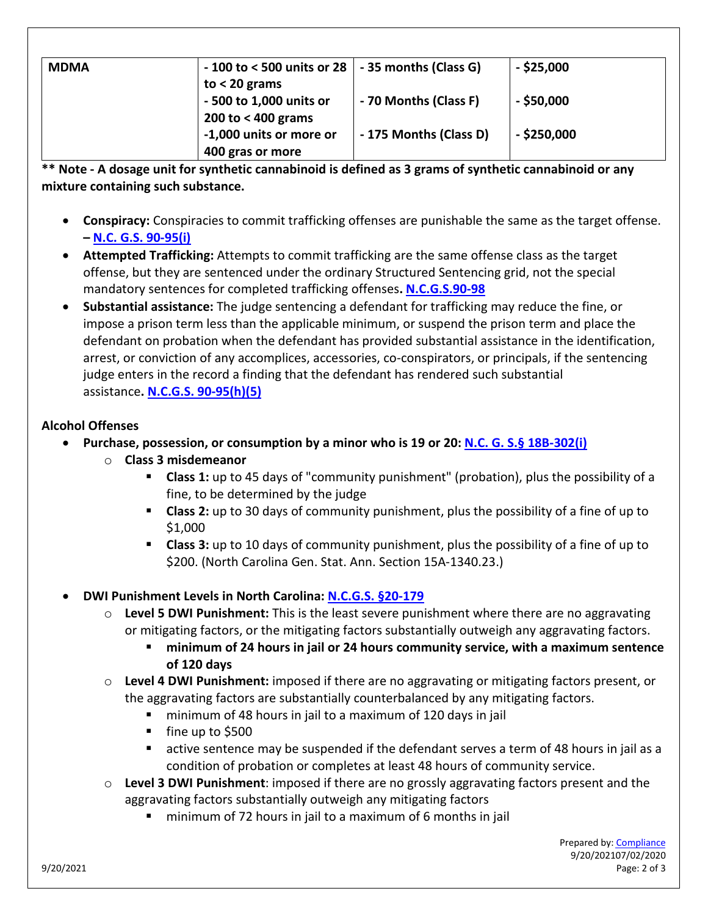| MDMA | - 100 to < 500 units or 28 to < 20 grams<br>- 500 to 1,000 units or 200 to < 400 grams<br>-1,000 units or more or 400 gras or more | - 35 months (Class G)<br>- 70 Months (Class F)<br>- 175 Months (Class D) | - $25,000<br>- $50,000<br>- $250,000 |
|---|---|---|---|

**** Note - A dosage unit for synthetic cannabinoid is defined as 3 grams of synthetic cannabinoid or any mixture containing such substance.**

- **Conspiracy:** Conspiracies to commit trafficking offenses are punishable the same as the target offense. **– N.C. G.S. 90-95(i)**
- **Attempted Trafficking:** Attempts to commit trafficking are the same offense class as the target offense, but they are sentenced under the ordinary Structured Sentencing grid, not the special mandatory sentences for completed trafficking offenses**. N.C.G.S.90-98**
- **Substantial assistance:** The judge sentencing a defendant for trafficking may reduce the fine, or impose a prison term less than the applicable minimum, or suspend the prison term and place the defendant on probation when the defendant has provided substantial assistance in the identification, arrest, or conviction of any accomplices, accessories, co-conspirators, or principals, if the sentencing judge enters in the record a finding that the defendant has rendered such substantial assistance**. N.C.G.S. 90-95(h)(5)**

**Alcohol Offenses**

- **Purchase, possession, or consumption by a minor who is 19 or 20: N.C. G. S.§ 18B-302(i)**
  - **Class 3 misdemeanor**
    - **Class 1:** up to 45 days of "community punishment" (probation), plus the possibility of a fine, to be determined by the judge
    - **Class 2:** up to 30 days of community punishment, plus the possibility of a fine of up to $1,000
    - **Class 3:** up to 10 days of community punishment, plus the possibility of a fine of up to $200. (North Carolina Gen. Stat. Ann. Section 15A-1340.23.)

- **DWI Punishment Levels in North Carolina: N.C.G.S. §20-179**
  - **Level 5 DWI Punishment:** This is the least severe punishment where there are no aggravating or mitigating factors, or the mitigating factors substantially outweigh any aggravating factors.
    - **minimum of 24 hours in jail or 24 hours community service, with a maximum sentence of 120 days**
  - **Level 4 DWI Punishment:** imposed if there are no aggravating or mitigating factors present, or the aggravating factors are substantially counterbalanced by any mitigating factors.
    - minimum of 48 hours in jail to a maximum of 120 days in jail
    - fine up to $500
    - active sentence may be suspended if the defendant serves a term of 48 hours in jail as a condition of probation or completes at least 48 hours of community service.
  - **Level 3 DWI Punishment**: imposed if there are no grossly aggravating factors present and the aggravating factors substantially outweigh any mitigating factors
    - minimum of 72 hours in jail to a maximum of 6 months in jail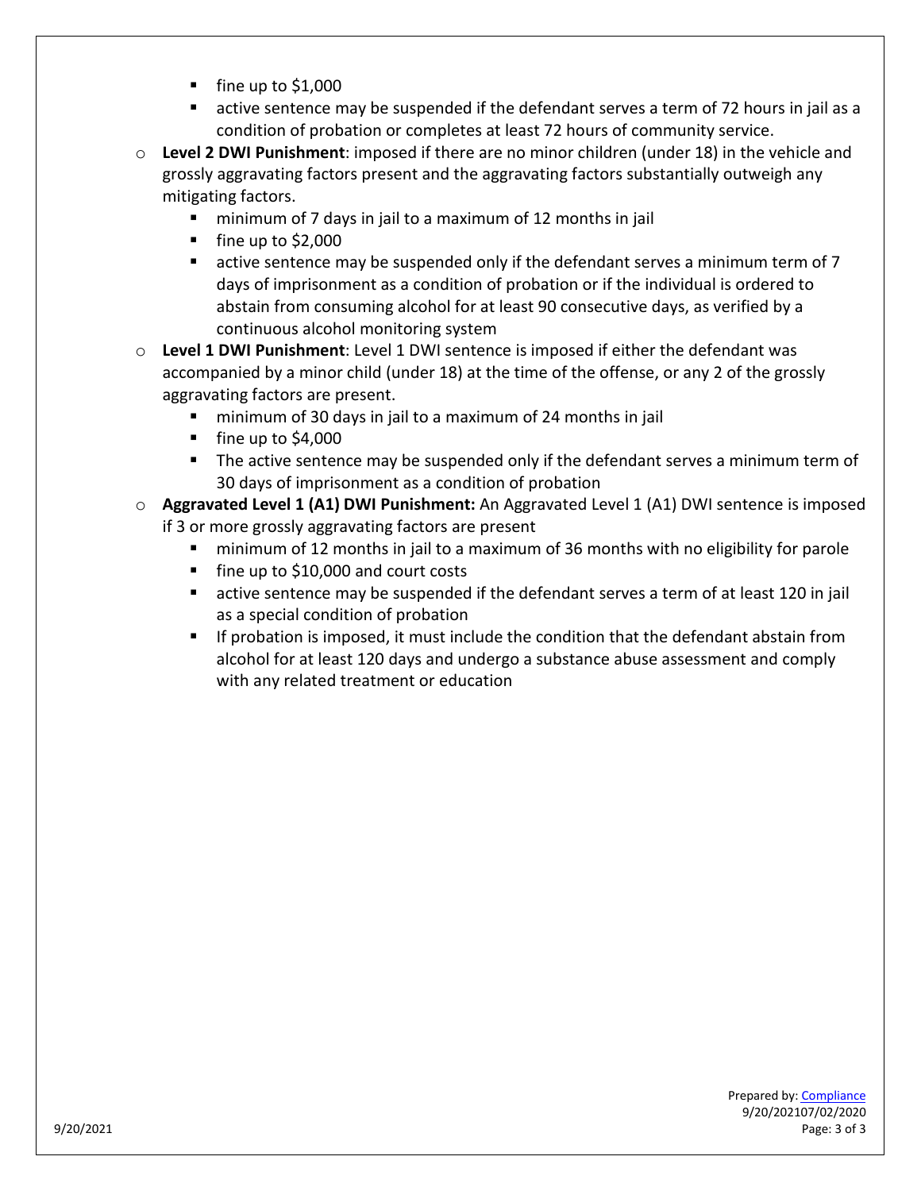- fine up to $1,000
    - active sentence may be suspended if the defendant serves a term of 72 hours in jail as a condition of probation or completes at least 72 hours of community service.
- **Level 2 DWI Punishment**: imposed if there are no minor children (under 18) in the vehicle and grossly aggravating factors present and the aggravating factors substantially outweigh any mitigating factors.
    - minimum of 7 days in jail to a maximum of 12 months in jail
    - fine up to $2,000
    - active sentence may be suspended only if the defendant serves a minimum term of 7 days of imprisonment as a condition of probation or if the individual is ordered to abstain from consuming alcohol for at least 90 consecutive days, as verified by a continuous alcohol monitoring system
- **Level 1 DWI Punishment**: Level 1 DWI sentence is imposed if either the defendant was accompanied by a minor child (under 18) at the time of the offense, or any 2 of the grossly aggravating factors are present.
    - minimum of 30 days in jail to a maximum of 24 months in jail
    - fine up to $4,000
    - The active sentence may be suspended only if the defendant serves a minimum term of 30 days of imprisonment as a condition of probation
- **Aggravated Level 1 (A1) DWI Punishment:** An Aggravated Level 1 (A1) DWI sentence is imposed if 3 or more grossly aggravating factors are present
    - minimum of 12 months in jail to a maximum of 36 months with no eligibility for parole
    - fine up to $10,000 and court costs
    - active sentence may be suspended if the defendant serves a term of at least 120 in jail as a special condition of probation
    - If probation is imposed, it must include the condition that the defendant abstain from alcohol for at least 120 days and undergo a substance abuse assessment and comply with any related treatment or education

Prepared by: Compliance
9/20/202107/02/2020